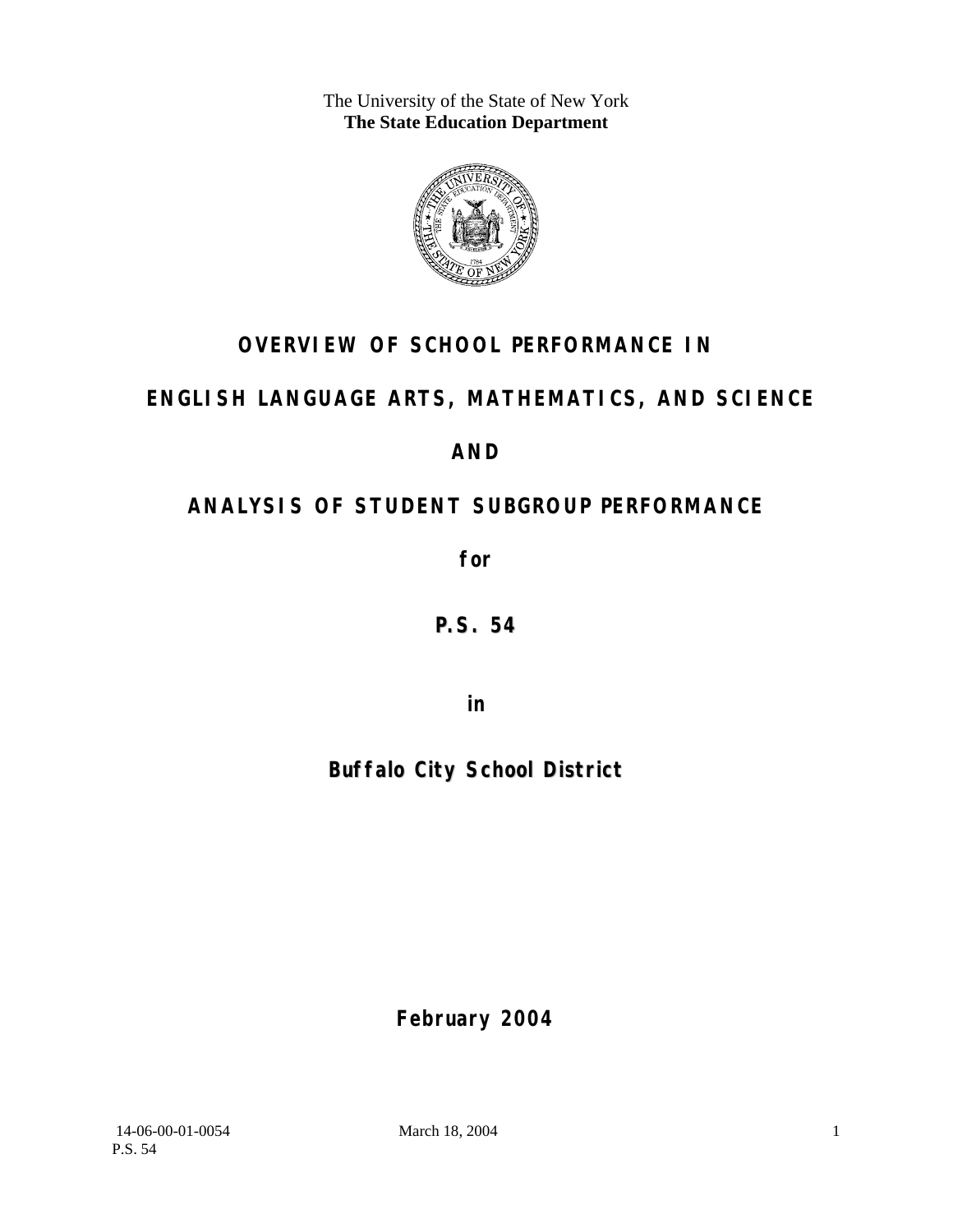The University of the State of New York
**The State Education Department**

# OVERVIEW OF SCHOOL PERFORMANCE IN

# ENGLISH LANGUAGE ARTS, MATHEMATICS, AND SCIENCE

# AND

# ANALYSIS OF STUDENT SUBGROUP PERFORMANCE

**for**

## P.S. 54

**in**

## Buffalo City School District

**February 2004**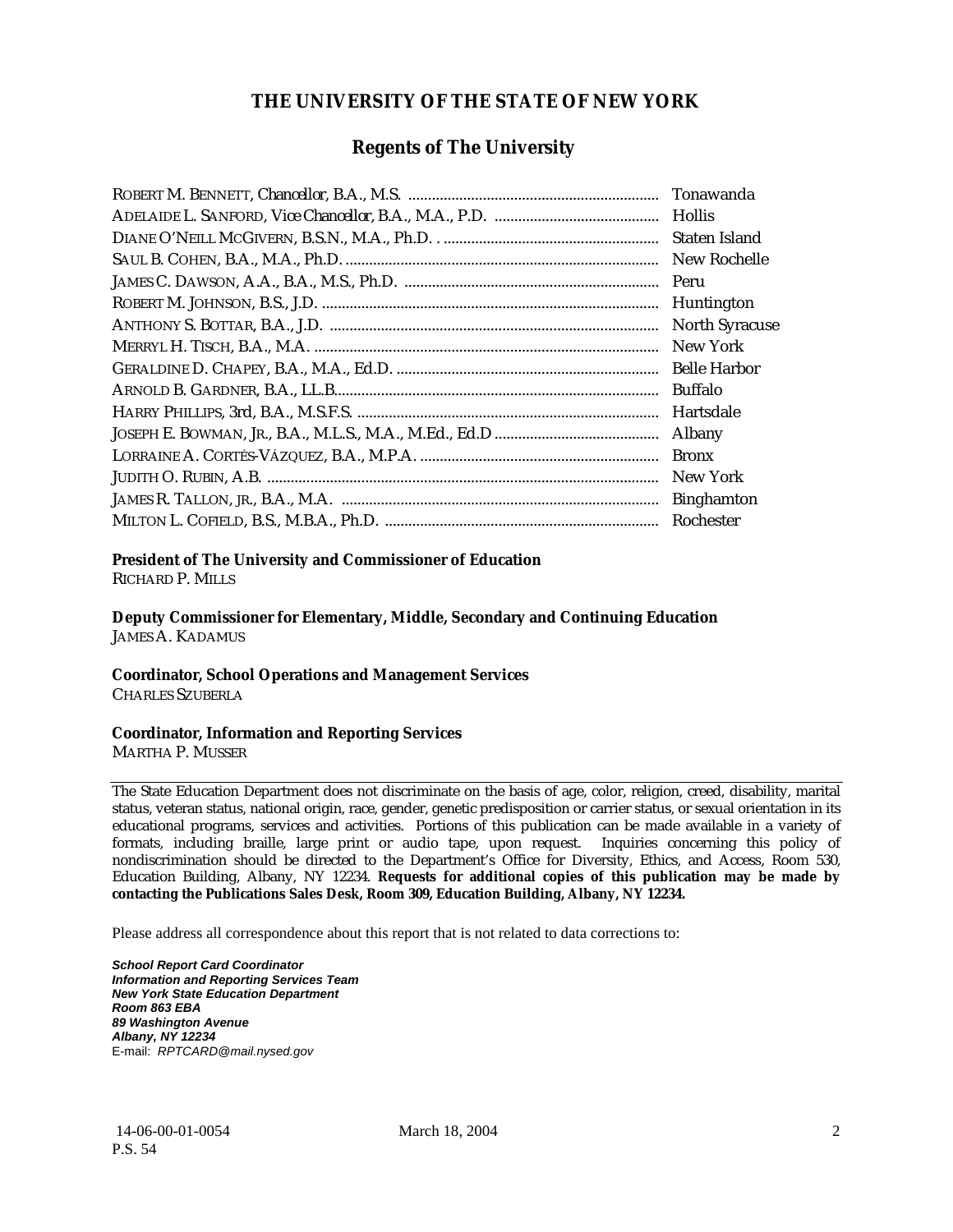# THE UNIVERSITY OF THE STATE OF NEW YORK

## Regents of The University

| | |
|---|---|
| ROBERT M. BENNETT, *Chancellor*, B.A., M.S. | Tonawanda |
| ADELAIDE L. SANFORD, *Vice Chancellor*, B.A., M.A., P.D. | Hollis |
| DIANE O'NEILL MCGIVERN, B.S.N., M.A., Ph.D. | Staten Island |
| SAUL B. COHEN, B.A., M.A., Ph.D. | New Rochelle |
| JAMES C. DAWSON, A.A., B.A., M.S., Ph.D. | Peru |
| ROBERT M. JOHNSON, B.S., J.D. | Huntington |
| ANTHONY S. BOTTAR, B.A., J.D. | North Syracuse |
| MERRYL H. TISCH, B.A., M.A. | New York |
| GERALDINE D. CHAPEY, B.A., M.A., Ed.D. | Belle Harbor |
| ARNOLD B. GARDNER, B.A., LL.B. | Buffalo |
| HARRY PHILLIPS, 3rd, B.A., M.S.F.S. | Hartsdale |
| JOSEPH E. BOWMAN, JR., B.A., M.L.S., M.A., M.Ed., Ed.D | Albany |
| LORRAINE A. CORTÉS-VÁZQUEZ, B.A., M.P.A. | Bronx |
| JUDITH O. RUBIN, A.B. | New York |
| JAMES R. TALLON, JR., B.A., M.A. | Binghamton |
| MILTON L. COFIELD, B.S., M.B.A., Ph.D. | Rochester |

**President of The University and Commissioner of Education**
RICHARD P. MILLS

**Deputy Commissioner for Elementary, Middle, Secondary and Continuing Education**
JAMES A. KADAMUS

**Coordinator, School Operations and Management Services**
CHARLES SZUBERLA

**Coordinator, Information and Reporting Services**
MARTHA P. MUSSER

---

The State Education Department does not discriminate on the basis of age, color, religion, creed, disability, marital status, veteran status, national origin, race, gender, genetic predisposition or carrier status, or sexual orientation in its educational programs, services and activities. Portions of this publication can be made available in a variety of formats, including braille, large print or audio tape, upon request. Inquiries concerning this policy of nondiscrimination should be directed to the Department's Office for Diversity, Ethics, and Access, Room 530, Education Building, Albany, NY 12234. **Requests for additional copies of this publication may be made by contacting the Publications Sales Desk, Room 309, Education Building, Albany, NY 12234.**

Please address all correspondence about this report that is not related to data corrections to:

***School Report Card Coordinator***
***Information and Reporting Services Team***
***New York State Education Department***
***Room 863 EBA***
***89 Washington Avenue***
***Albany, NY 12234***
E-mail: *RPTCARD@mail.nysed.gov*

14-06-00-01-0054
P.S. 54

March 18, 2004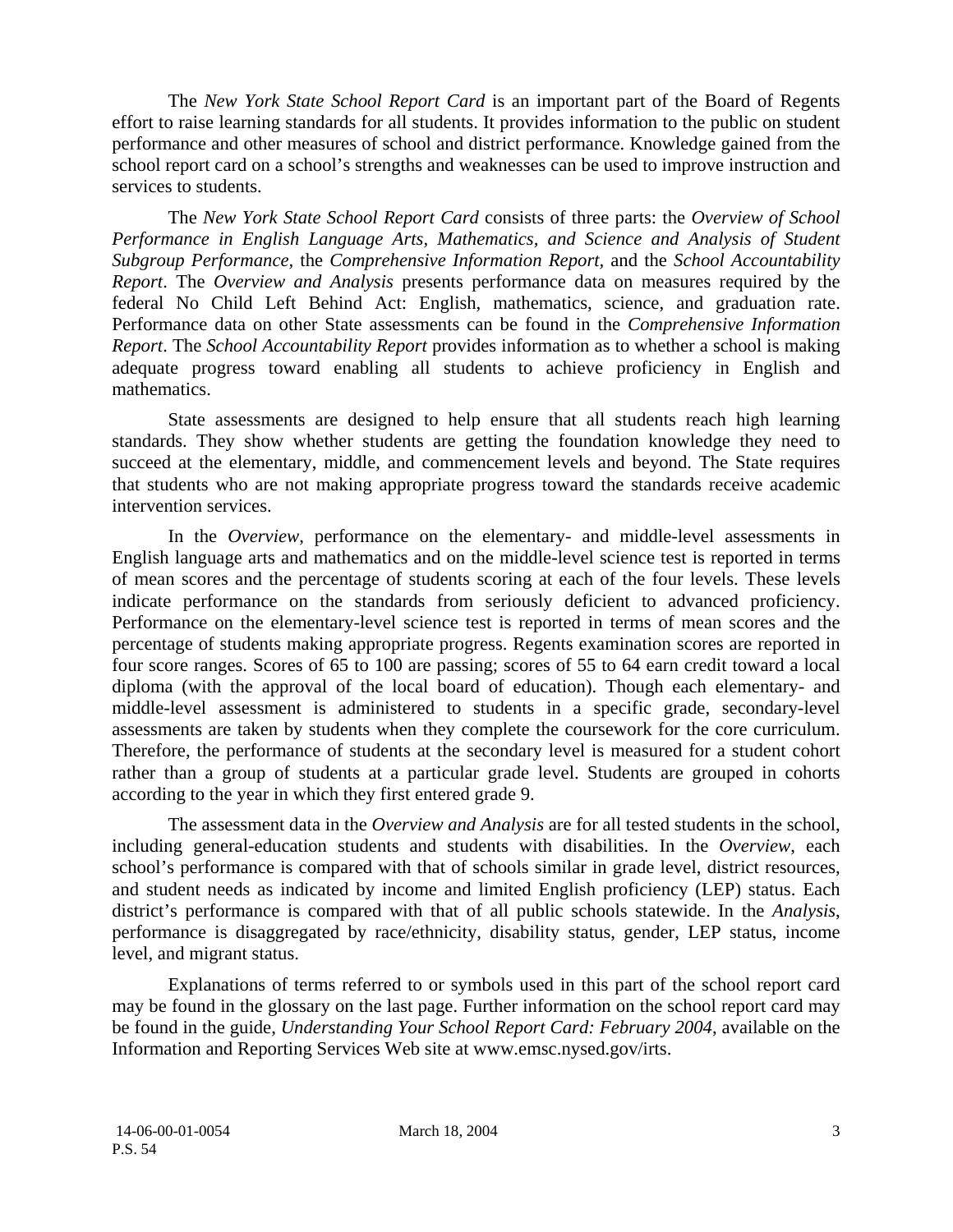The *New York State School Report Card* is an important part of the Board of Regents effort to raise learning standards for all students. It provides information to the public on student performance and other measures of school and district performance. Knowledge gained from the school report card on a school's strengths and weaknesses can be used to improve instruction and services to students.

The *New York State School Report Card* consists of three parts: the *Overview of School Performance in English Language Arts, Mathematics, and Science and Analysis of Student Subgroup Performance,* the *Comprehensive Information Report,* and the *School Accountability Report*. The *Overview and Analysis* presents performance data on measures required by the federal No Child Left Behind Act: English, mathematics, science, and graduation rate. Performance data on other State assessments can be found in the *Comprehensive Information Report*. The *School Accountability Report* provides information as to whether a school is making adequate progress toward enabling all students to achieve proficiency in English and mathematics.

State assessments are designed to help ensure that all students reach high learning standards. They show whether students are getting the foundation knowledge they need to succeed at the elementary, middle, and commencement levels and beyond. The State requires that students who are not making appropriate progress toward the standards receive academic intervention services.

In the *Overview*, performance on the elementary- and middle-level assessments in English language arts and mathematics and on the middle-level science test is reported in terms of mean scores and the percentage of students scoring at each of the four levels. These levels indicate performance on the standards from seriously deficient to advanced proficiency. Performance on the elementary-level science test is reported in terms of mean scores and the percentage of students making appropriate progress. Regents examination scores are reported in four score ranges. Scores of 65 to 100 are passing; scores of 55 to 64 earn credit toward a local diploma (with the approval of the local board of education). Though each elementary- and middle-level assessment is administered to students in a specific grade, secondary-level assessments are taken by students when they complete the coursework for the core curriculum. Therefore, the performance of students at the secondary level is measured for a student cohort rather than a group of students at a particular grade level. Students are grouped in cohorts according to the year in which they first entered grade 9.

The assessment data in the *Overview and Analysis* are for all tested students in the school, including general-education students and students with disabilities. In the *Overview*, each school's performance is compared with that of schools similar in grade level, district resources, and student needs as indicated by income and limited English proficiency (LEP) status. Each district's performance is compared with that of all public schools statewide. In the *Analysis*, performance is disaggregated by race/ethnicity, disability status, gender, LEP status, income level, and migrant status.

Explanations of terms referred to or symbols used in this part of the school report card may be found in the glossary on the last page. Further information on the school report card may be found in the guide, *Understanding Your School Report Card: February 2004*, available on the Information and Reporting Services Web site at www.emsc.nysed.gov/irts.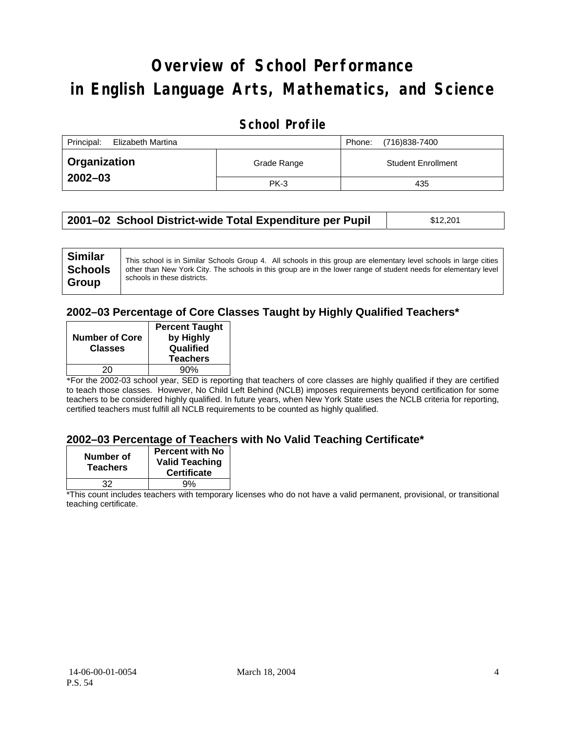# Overview of School Performance in English Language Arts, Mathematics, and Science

## School Profile

| Principal: Elizabeth Martina | | Phone: (716)838-7400 |
|---|---|---|
| **Organization 2002–03** | Grade Range | Student Enrollment |
| | PK-3 | 435 |

| **2001–02 School District-wide Total Expenditure per Pupil** | $12,201 |
|---|---|

| **Similar Schools Group** | This school is in Similar Schools Group 4. All schools in this group are elementary level schools in large cities other than New York City. The schools in this group are in the lower range of student needs for elementary level schools in these districts. |
|---|---|

### 2002–03 Percentage of Core Classes Taught by Highly Qualified Teachers*

| Number of Core Classes | Percent Taught by Highly Qualified Teachers |
|---|---|
| 20 | 90% |

*For the 2002-03 school year, SED is reporting that teachers of core classes are highly qualified if they are certified to teach those classes. However, No Child Left Behind (NCLB) imposes requirements beyond certification for some teachers to be considered highly qualified. In future years, when New York State uses the NCLB criteria for reporting, certified teachers must fulfill all NCLB requirements to be counted as highly qualified.

### 2002–03 Percentage of Teachers with No Valid Teaching Certificate*

| Number of Teachers | Percent with No Valid Teaching Certificate |
|---|---|
| 32 | 9% |

*This count includes teachers with temporary licenses who do not have a valid permanent, provisional, or transitional teaching certificate.

14-06-00-01-0054 P.S. 54 March 18, 2004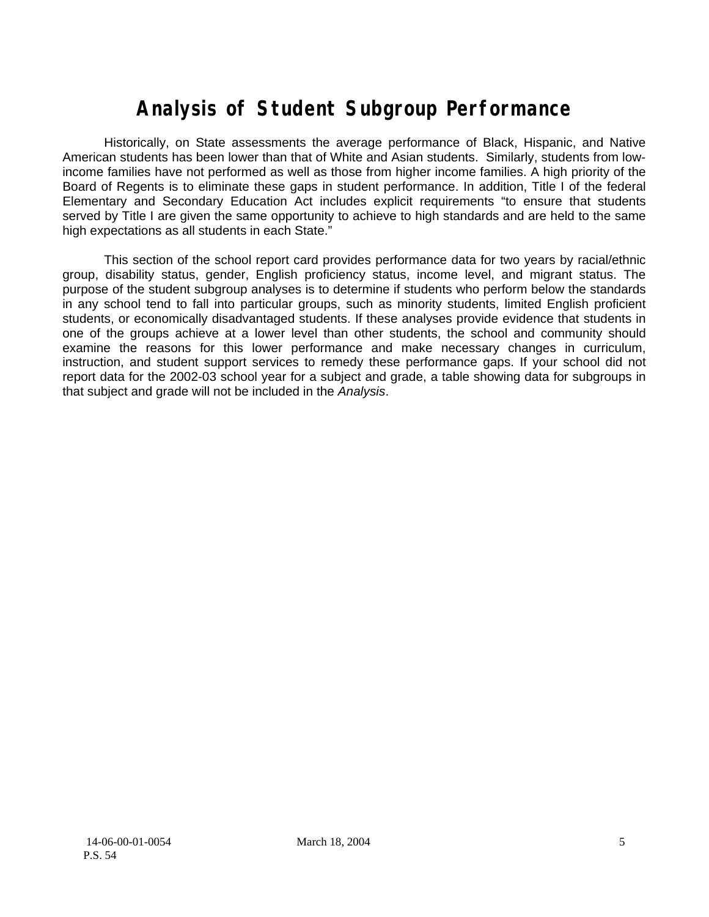# Analysis of Student Subgroup Performance

Historically, on State assessments the average performance of Black, Hispanic, and Native American students has been lower than that of White and Asian students. Similarly, students from low-income families have not performed as well as those from higher income families. A high priority of the Board of Regents is to eliminate these gaps in student performance. In addition, Title I of the federal Elementary and Secondary Education Act includes explicit requirements "to ensure that students served by Title I are given the same opportunity to achieve to high standards and are held to the same high expectations as all students in each State."

This section of the school report card provides performance data for two years by racial/ethnic group, disability status, gender, English proficiency status, income level, and migrant status. The purpose of the student subgroup analyses is to determine if students who perform below the standards in any school tend to fall into particular groups, such as minority students, limited English proficient students, or economically disadvantaged students. If these analyses provide evidence that students in one of the groups achieve at a lower level than other students, the school and community should examine the reasons for this lower performance and make necessary changes in curriculum, instruction, and student support services to remedy these performance gaps. If your school did not report data for the 2002-03 school year for a subject and grade, a table showing data for subgroups in that subject and grade will not be included in the *Analysis*.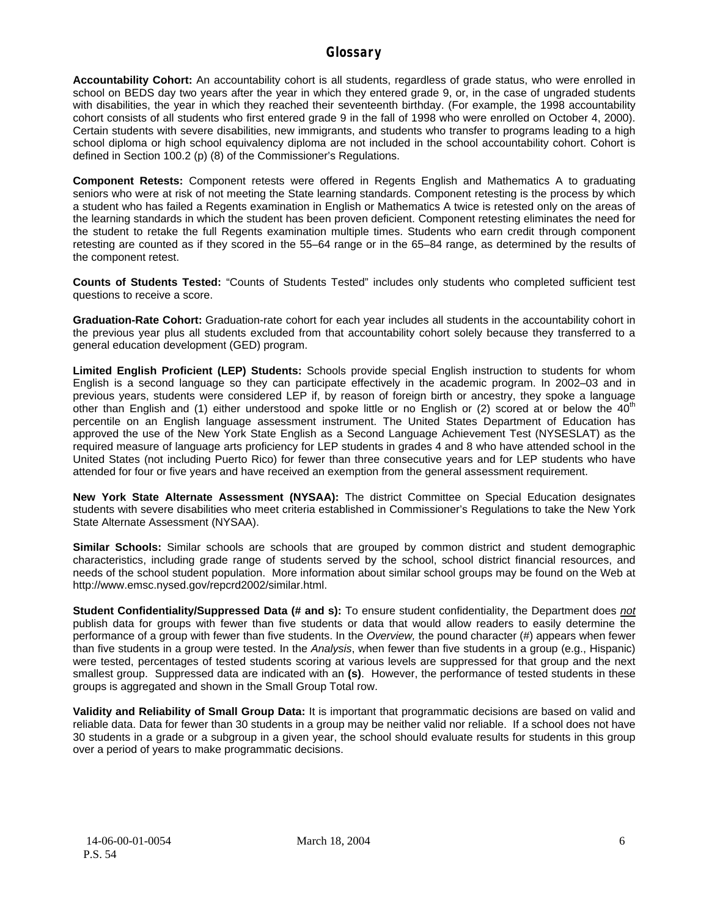# Glossary

**Accountability Cohort:** An accountability cohort is all students, regardless of grade status, who were enrolled in school on BEDS day two years after the year in which they entered grade 9, or, in the case of ungraded students with disabilities, the year in which they reached their seventeenth birthday. (For example, the 1998 accountability cohort consists of all students who first entered grade 9 in the fall of 1998 who were enrolled on October 4, 2000). Certain students with severe disabilities, new immigrants, and students who transfer to programs leading to a high school diploma or high school equivalency diploma are not included in the school accountability cohort. Cohort is defined in Section 100.2 (p) (8) of the Commissioner's Regulations.

**Component Retests:** Component retests were offered in Regents English and Mathematics A to graduating seniors who were at risk of not meeting the State learning standards. Component retesting is the process by which a student who has failed a Regents examination in English or Mathematics A twice is retested only on the areas of the learning standards in which the student has been proven deficient. Component retesting eliminates the need for the student to retake the full Regents examination multiple times. Students who earn credit through component retesting are counted as if they scored in the 55–64 range or in the 65–84 range, as determined by the results of the component retest.

**Counts of Students Tested:** "Counts of Students Tested" includes only students who completed sufficient test questions to receive a score.

**Graduation-Rate Cohort:** Graduation-rate cohort for each year includes all students in the accountability cohort in the previous year plus all students excluded from that accountability cohort solely because they transferred to a general education development (GED) program.

**Limited English Proficient (LEP) Students:** Schools provide special English instruction to students for whom English is a second language so they can participate effectively in the academic program. In 2002–03 and in previous years, students were considered LEP if, by reason of foreign birth or ancestry, they spoke a language other than English and (1) either understood and spoke little or no English or (2) scored at or below the 40th percentile on an English language assessment instrument. The United States Department of Education has approved the use of the New York State English as a Second Language Achievement Test (NYSESLAT) as the required measure of language arts proficiency for LEP students in grades 4 and 8 who have attended school in the United States (not including Puerto Rico) for fewer than three consecutive years and for LEP students who have attended for four or five years and have received an exemption from the general assessment requirement.

**New York State Alternate Assessment (NYSAA):** The district Committee on Special Education designates students with severe disabilities who meet criteria established in Commissioner's Regulations to take the New York State Alternate Assessment (NYSAA).

**Similar Schools:** Similar schools are schools that are grouped by common district and student demographic characteristics, including grade range of students served by the school, school district financial resources, and needs of the school student population. More information about similar school groups may be found on the Web at http://www.emsc.nysed.gov/repcrd2002/similar.html.

**Student Confidentiality/Suppressed Data (# and s):** To ensure student confidentiality, the Department does ***not*** publish data for groups with fewer than five students or data that would allow readers to easily determine the performance of a group with fewer than five students. In the *Overview,* the pound character (#) appears when fewer than five students in a group were tested. In the *Analysis*, when fewer than five students in a group (e.g., Hispanic) were tested, percentages of tested students scoring at various levels are suppressed for that group and the next smallest group. Suppressed data are indicated with an **(s)**. However, the performance of tested students in these groups is aggregated and shown in the Small Group Total row.

**Validity and Reliability of Small Group Data:** It is important that programmatic decisions are based on valid and reliable data. Data for fewer than 30 students in a group may be neither valid nor reliable. If a school does not have 30 students in a grade or a subgroup in a given year, the school should evaluate results for students in this group over a period of years to make programmatic decisions.